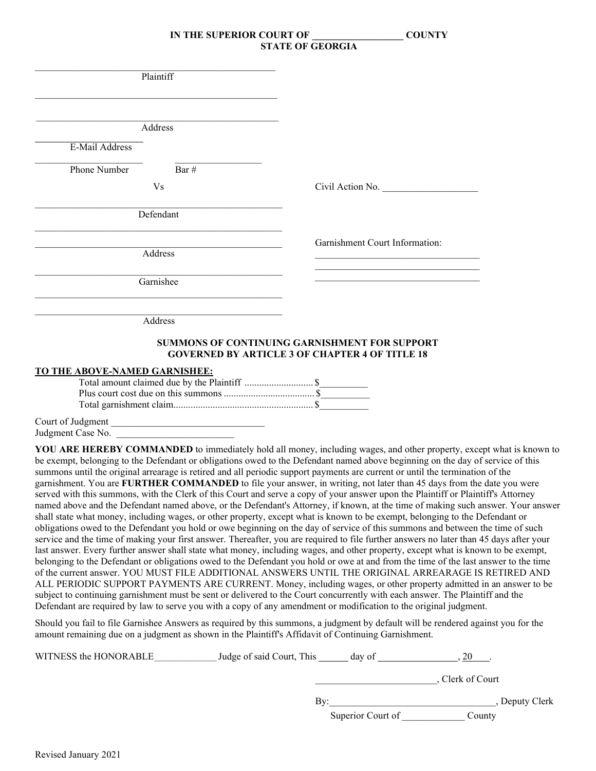**IN THE SUPERIOR COURT OF ___________________ COUNTY**
**STATE OF GEORGIA**

_________________________________________________
Plaintiff

_________________________________________________

_________________________________________________
Address

______________________
E-Mail Address

______________________ ___________________
Phone Number Bar #

Vs Civil Action No. ____________________

_________________________________________________
Defendant

_________________________________________________

_________________________________________________
Address

Garnishment Court Information:
____________________________________
____________________________________
____________________________________

_________________________________________________
Garnishee

_________________________________________________

_________________________________________________
Address

**SUMMONS OF CONTINUING GARNISHMENT FOR SUPPORT**
**GOVERNED BY ARTICLE 3 OF CHAPTER 4 OF TITLE 18**

**TO THE ABOVE-NAMED GARNISHEE:**

Total amount claimed due by the Plaintiff ............................ $__________
Plus court cost due on this summons ..................................... $__________
Total garnishment claim......................................................... $__________

Court of Judgment ________________________________
Judgment Case No. _________________________

**YOU ARE HEREBY COMMANDED** to immediately hold all money, including wages, and other property, except what is known to be exempt, belonging to the Defendant or obligations owed to the Defendant named above beginning on the day of service of this summons until the original arrearage is retired and all periodic support payments are current or until the termination of the garnishment. You are **FURTHER COMMANDED** to file your answer, in writing, not later than 45 days from the date you were served with this summons, with the Clerk of this Court and serve a copy of your answer upon the Plaintiff or Plaintiff's Attorney named above and the Defendant named above, or the Defendant's Attorney, if known, at the time of making such answer. Your answer shall state what money, including wages, or other property, except what is known to be exempt, belonging to the Defendant or obligations owed to the Defendant you hold or owe beginning on the day of service of this summons and between the time of such service and the time of making your first answer. Thereafter, you are required to file further answers no later than 45 days after your last answer. Every further answer shall state what money, including wages, and other property, except what is known to be exempt, belonging to the Defendant or obligations owed to the Defendant you hold or owe at and from the time of the last answer to the time of the current answer. YOU MUST FILE ADDITIONAL ANSWERS UNTIL THE ORIGINAL ARREARAGE IS RETIRED AND ALL PERIODIC SUPPORT PAYMENTS ARE CURRENT. Money, including wages, or other property admitted in an answer to be subject to continuing garnishment must be sent or delivered to the Court concurrently with each answer. The Plaintiff and the Defendant are required by law to serve you with a copy of any amendment or modification to the original judgment.

Should you fail to file Garnishee Answers as required by this summons, a judgment by default will be rendered against you for the amount remaining due on a judgment as shown in the Plaintiff's Affidavit of Continuing Garnishment.

WITNESS the HONORABLE_____________ Judge of said Court, This ______ day of ________________, 20____.

_________________________, Clerk of Court

By:__________________________________, Deputy Clerk
Superior Court of _____________ County

Revised January 2021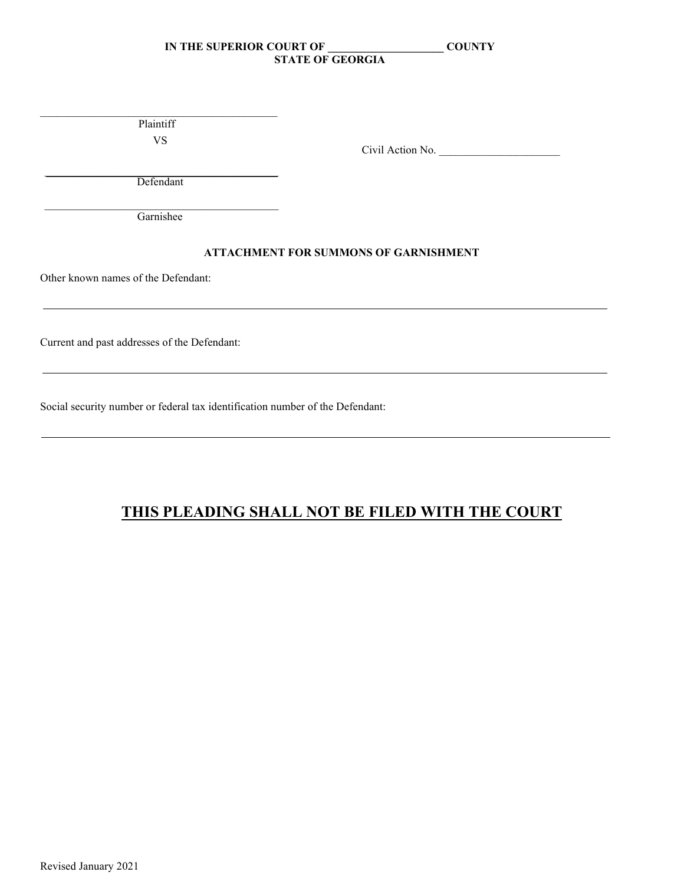**IN THE SUPERIOR COURT OF ____________________ COUNTY**
**STATE OF GEORGIA**

_________________________________________
Plaintiff

VS

Civil Action No. _____________________

_________________________________________
Defendant

_________________________________________
Garnishee

**ATTACHMENT FOR SUMMONS OF GARNISHMENT**

Other known names of the Defendant:

_____________________________________________________________________________________

Current and past addresses of the Defendant:

_____________________________________________________________________________________

Social security number or federal tax identification number of the Defendant:

_____________________________________________________________________________________

## **THIS PLEADING SHALL NOT BE FILED WITH THE COURT**

Revised January 2021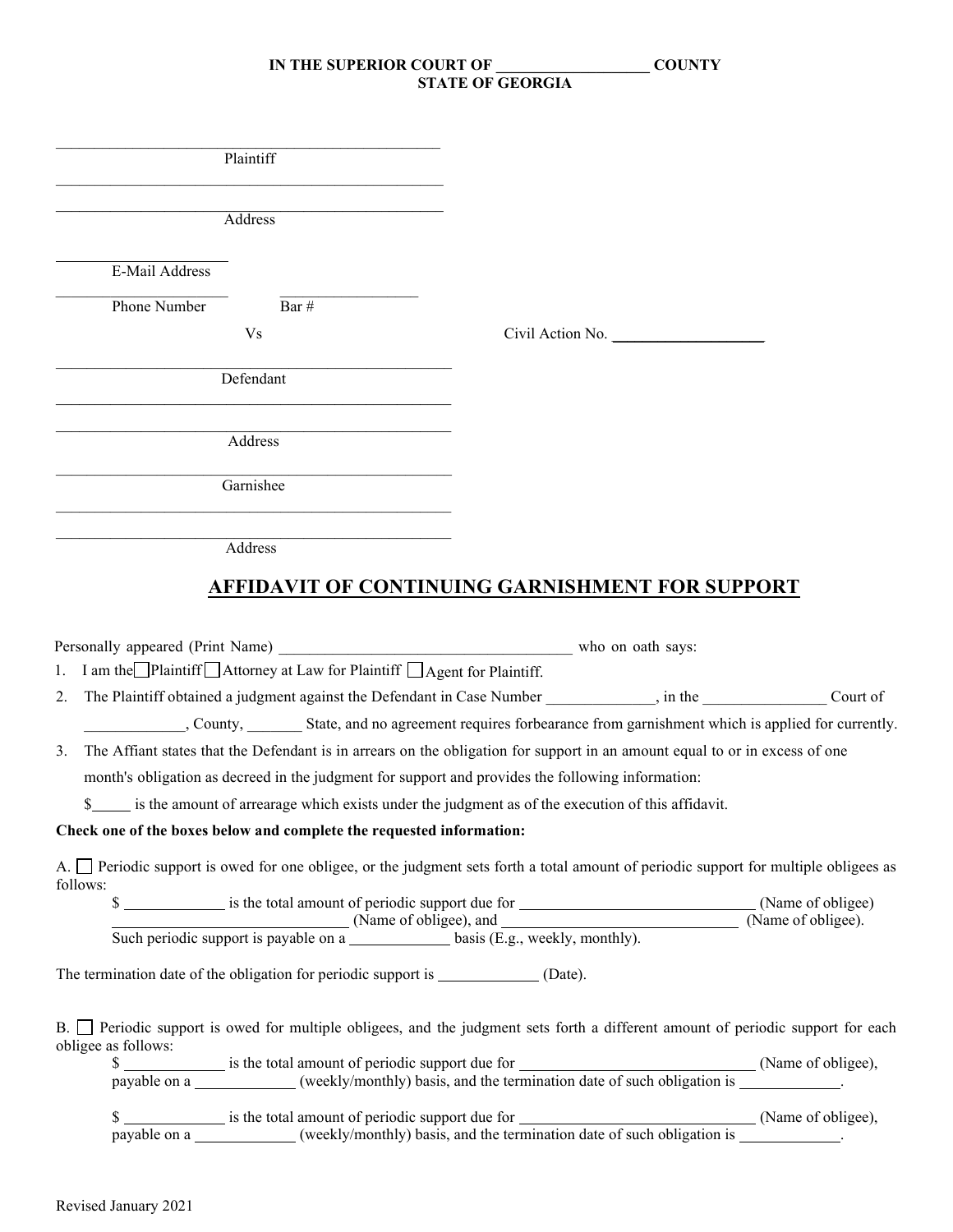**IN THE SUPERIOR COURT OF ____________________ COUNTY**
**STATE OF GEORGIA**

__________________________________________________
Plaintiff

__________________________________________________

__________________________________________________
Address

______________________
E-Mail Address

______________________ ____________________
Phone Number Bar #

Vs Civil Action No. ____________________

__________________________________________________
Defendant

__________________________________________________

__________________________________________________
Address

__________________________________________________
Garnishee

__________________________________________________

__________________________________________________
Address

## AFFIDAVIT OF CONTINUING GARNISHMENT FOR SUPPORT

Personally appeared (Print Name) ______________________________________ who on oath says:

1. I am the ☐ Plaintiff ☐ Attorney at Law for Plaintiff ☐ Agent for Plaintiff.
2. The Plaintiff obtained a judgment against the Defendant in Case Number ______________, in the ________________ Court of _____________, County, _______ State, and no agreement requires forbearance from garnishment which is applied for currently.
3. The Affiant states that the Defendant is in arrears on the obligation for support in an amount equal to or in excess of one month's obligation as decreed in the judgment for support and provides the following information:

   $_____ is the amount of arrearage which exists under the judgment as of the execution of this affidavit.

**Check one of the boxes below and complete the requested information:**

A. ☐ Periodic support is owed for one obligee, or the judgment sets forth a total amount of periodic support for multiple obligees as follows:

$ _____________ is the total amount of periodic support due for _______________________________ (Name of obligee) ______________________________ (Name of obligee), and ______________________________ (Name of obligee).
Such periodic support is payable on a _____________ basis (E.g., weekly, monthly).

The termination date of the obligation for periodic support is _____________ (Date).

B. ☐ Periodic support is owed for multiple obligees, and the judgment sets forth a different amount of periodic support for each obligee as follows:

$ _____________ is the total amount of periodic support due for _______________________________ (Name of obligee), payable on a _____________ (weekly/monthly) basis, and the termination date of such obligation is _____________.

$ _____________ is the total amount of periodic support due for _______________________________ (Name of obligee), payable on a _____________ (weekly/monthly) basis, and the termination date of such obligation is _____________.

Revised January 2021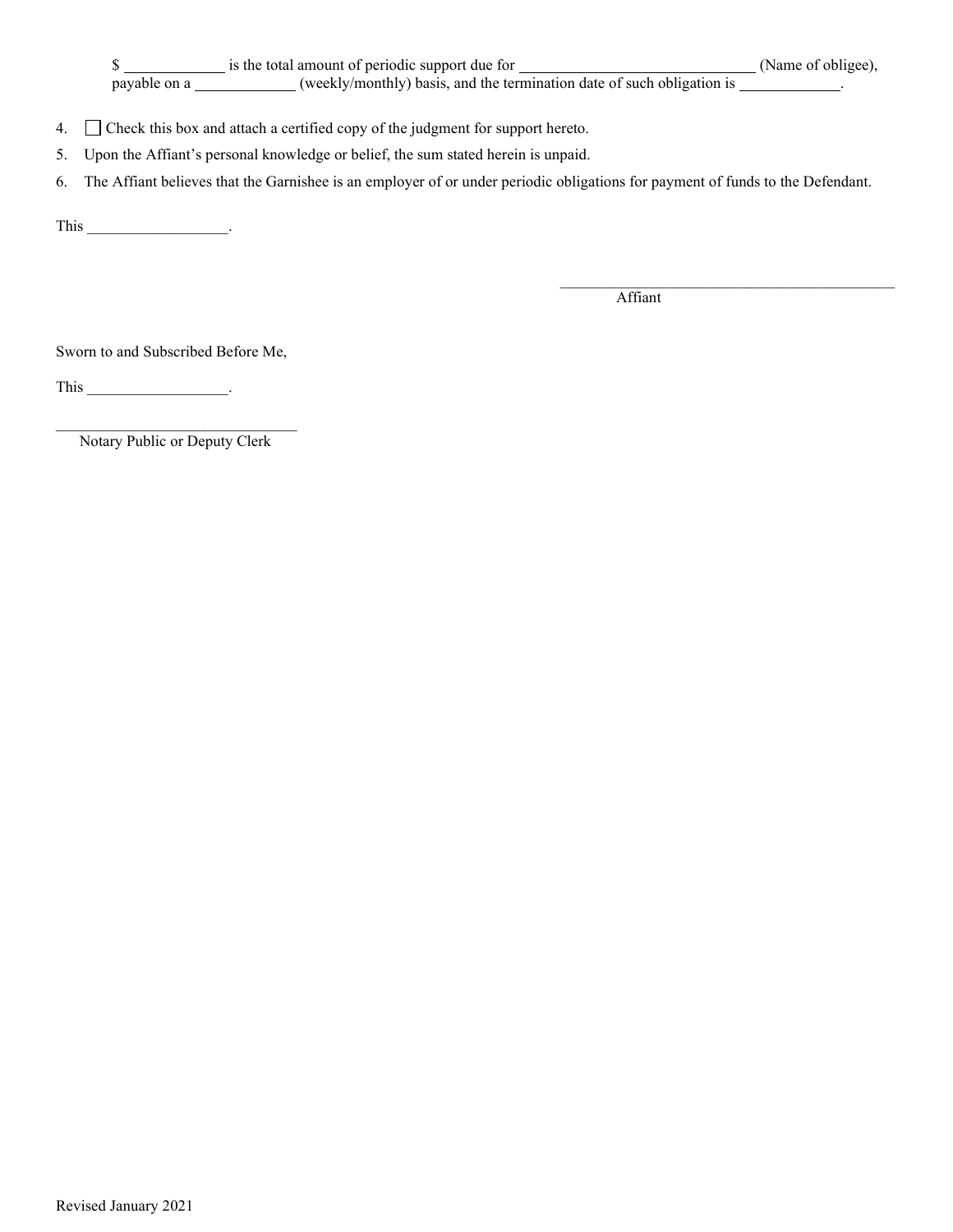$ ____________ is the total amount of periodic support due for ____________________________ (Name of obligee), payable on a ____________ (weekly/monthly) basis, and the termination date of such obligation is ____________.

4. ☐ Check this box and attach a certified copy of the judgment for support hereto.
5. Upon the Affiant's personal knowledge or belief, the sum stated herein is unpaid.
6. The Affiant believes that the Garnishee is an employer of or under periodic obligations for payment of funds to the Defendant.

This __________________.

_____________________________________________
Affiant

Sworn to and Subscribed Before Me,

This __________________.

_________________________________
Notary Public or Deputy Clerk

Revised January 2021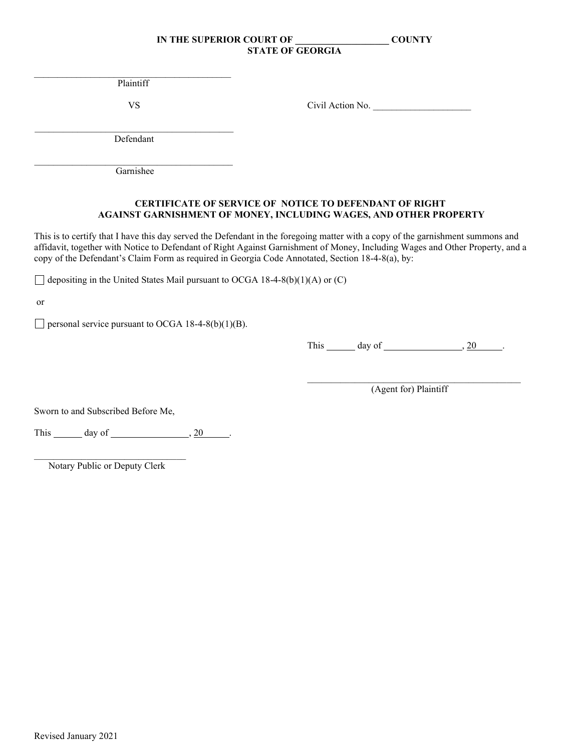**IN THE SUPERIOR COURT OF ___________________ COUNTY**
**STATE OF GEORGIA**

_________________________________________
Plaintiff

VS

Civil Action No. ____________________

_________________________________________
Defendant

_________________________________________
Garnishee

**CERTIFICATE OF SERVICE OF NOTICE TO DEFENDANT OF RIGHT AGAINST GARNISHMENT OF MONEY, INCLUDING WAGES, AND OTHER PROPERTY**

This is to certify that I have this day served the Defendant in the foregoing matter with a copy of the garnishment summons and affidavit, together with Notice to Defendant of Right Against Garnishment of Money, Including Wages and Other Property, and a copy of the Defendant's Claim Form as required in Georgia Code Annotated, Section 18-4-8(a), by:

☐ depositing in the United States Mail pursuant to OCGA 18-4-8(b)(1)(A) or (C)

or

☐ personal service pursuant to OCGA 18-4-8(b)(1)(B).

This ______ day of ________________, 20______.

_____________________________________________
(Agent for) Plaintiff

Sworn to and Subscribed Before Me,

This ______ day of ________________, 20______.

________________________________
Notary Public or Deputy Clerk

Revised January 2021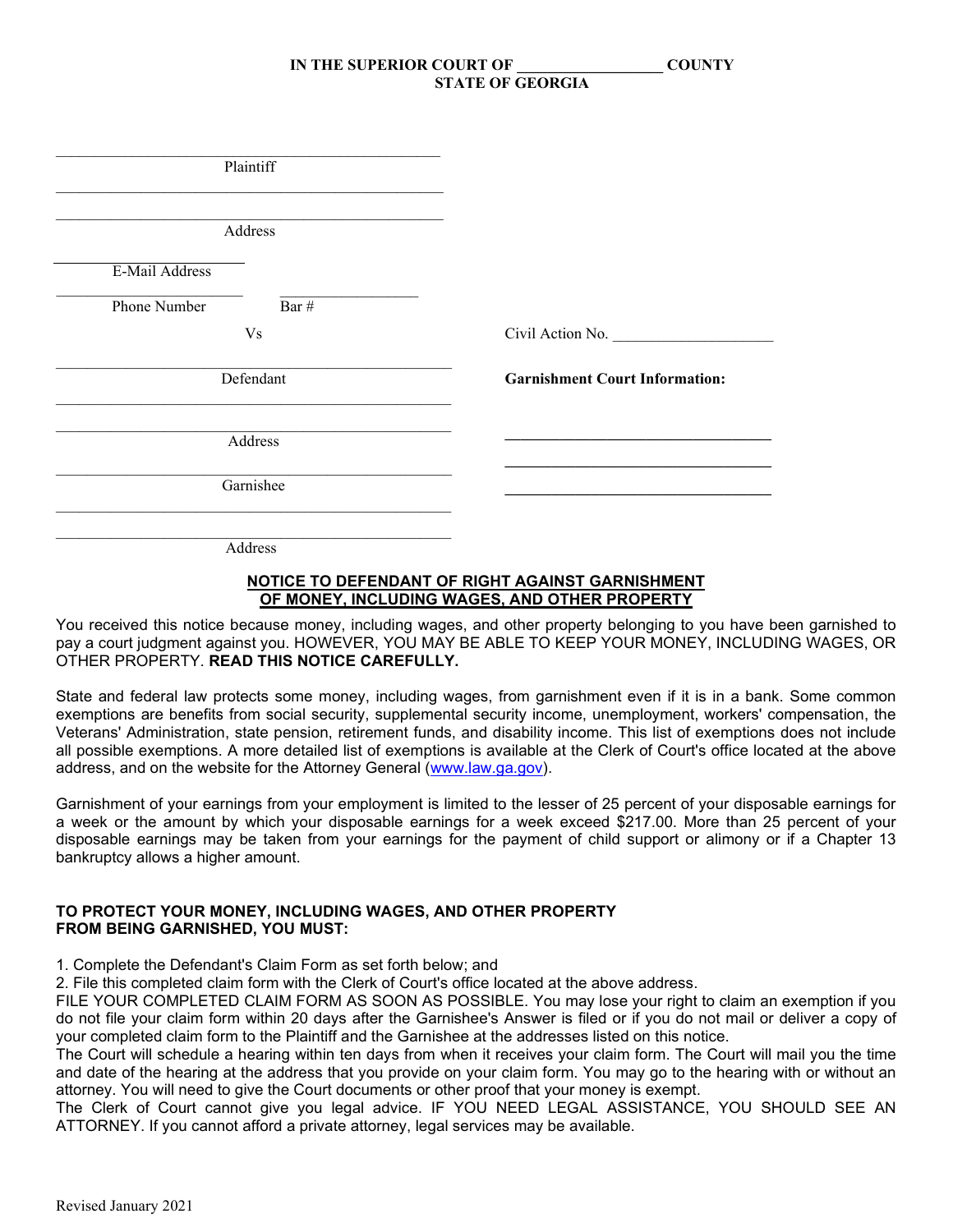**IN THE SUPERIOR COURT OF ___________________ COUNTY**
**STATE OF GEORGIA**

_______________________________________________
Plaintiff

_______________________________________________

_______________________________________________
Address

_______________________
E-Mail Address

_______________________ ___________________
Phone Number Bar #

Vs

Civil Action No. ____________________

_______________________________________________
Defendant

**Garnishment Court Information:**

_______________________________________________

_______________________________________________
Address

_______________________________________________
Garnishee

_______________________________________________

_______________________________________________
Address

_______________________________________________

_______________________________________________

_______________________________________________

## NOTICE TO DEFENDANT OF RIGHT AGAINST GARNISHMENT OF MONEY, INCLUDING WAGES, AND OTHER PROPERTY

You received this notice because money, including wages, and other property belonging to you have been garnished to pay a court judgment against you. HOWEVER, YOU MAY BE ABLE TO KEEP YOUR MONEY, INCLUDING WAGES, OR OTHER PROPERTY. **READ THIS NOTICE CAREFULLY.**

State and federal law protects some money, including wages, from garnishment even if it is in a bank. Some common exemptions are benefits from social security, supplemental security income, unemployment, workers' compensation, the Veterans' Administration, state pension, retirement funds, and disability income. This list of exemptions does not include all possible exemptions. A more detailed list of exemptions is available at the Clerk of Court's office located at the above address, and on the website for the Attorney General (www.law.ga.gov).

Garnishment of your earnings from your employment is limited to the lesser of 25 percent of your disposable earnings for a week or the amount by which your disposable earnings for a week exceed $217.00. More than 25 percent of your disposable earnings may be taken from your earnings for the payment of child support or alimony or if a Chapter 13 bankruptcy allows a higher amount.

**TO PROTECT YOUR MONEY, INCLUDING WAGES, AND OTHER PROPERTY FROM BEING GARNISHED, YOU MUST:**

1. Complete the Defendant's Claim Form as set forth below; and
2. File this completed claim form with the Clerk of Court's office located at the above address.

FILE YOUR COMPLETED CLAIM FORM AS SOON AS POSSIBLE. You may lose your right to claim an exemption if you do not file your claim form within 20 days after the Garnishee's Answer is filed or if you do not mail or deliver a copy of your completed claim form to the Plaintiff and the Garnishee at the addresses listed on this notice.

The Court will schedule a hearing within ten days from when it receives your claim form. The Court will mail you the time and date of the hearing at the address that you provide on your claim form. You may go to the hearing with or without an attorney. You will need to give the Court documents or other proof that your money is exempt.

The Clerk of Court cannot give you legal advice. IF YOU NEED LEGAL ASSISTANCE, YOU SHOULD SEE AN ATTORNEY. If you cannot afford a private attorney, legal services may be available.

Revised January 2021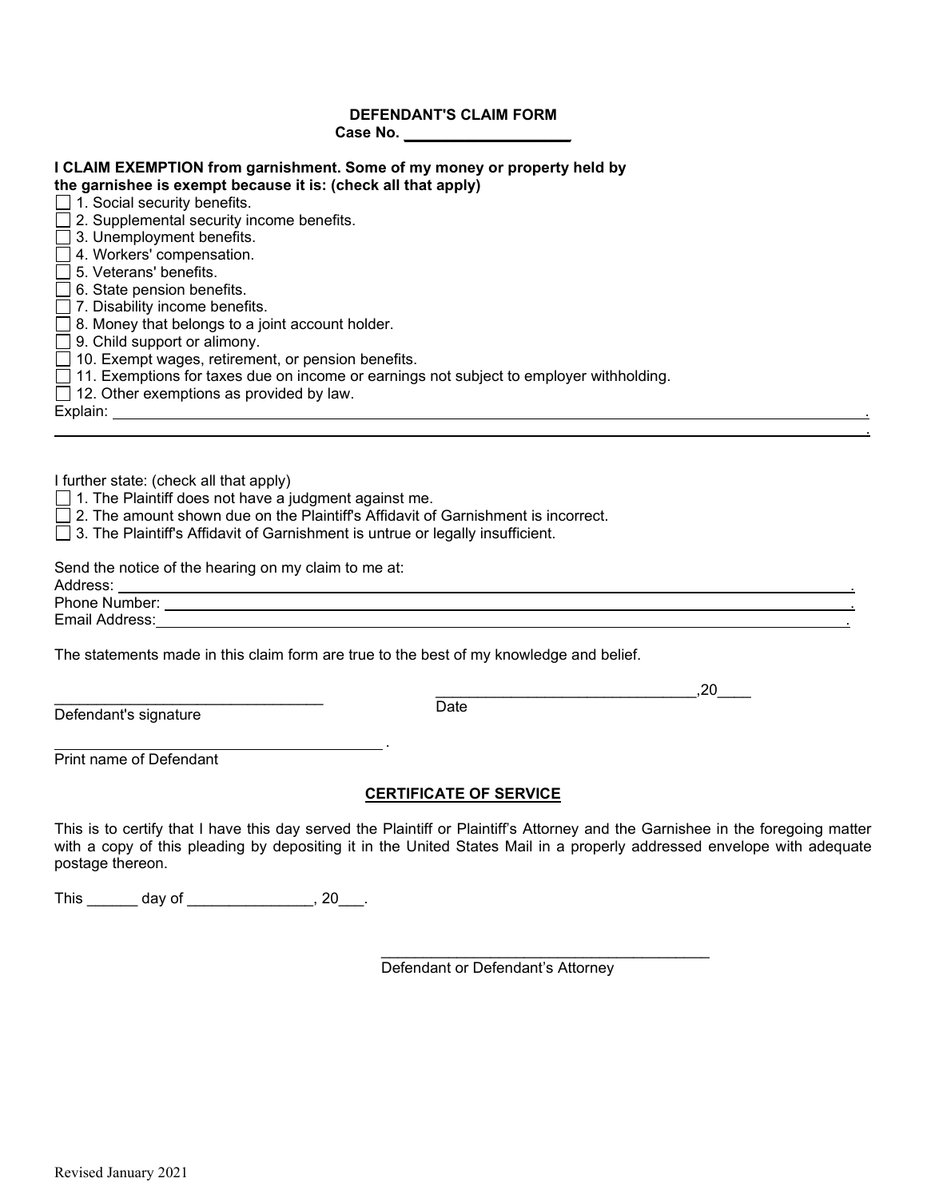**DEFENDANT'S CLAIM FORM**

**Case No. ____________________**

**I CLAIM EXEMPTION from garnishment. Some of my money or property held by the garnishee is exempt because it is: (check all that apply)**

☐ 1. Social security benefits.
☐ 2. Supplemental security income benefits.
☐ 3. Unemployment benefits.
☐ 4. Workers' compensation.
☐ 5. Veterans' benefits.
☐ 6. State pension benefits.
☐ 7. Disability income benefits.
☐ 8. Money that belongs to a joint account holder.
☐ 9. Child support or alimony.
☐ 10. Exempt wages, retirement, or pension benefits.
☐ 11. Exemptions for taxes due on income or earnings not subject to employer withholding.
☐ 12. Other exemptions as provided by law.

Explain: ____________________________________________________________________________.
____________________________________________________________________________________.

I further state: (check all that apply)

☐ 1. The Plaintiff does not have a judgment against me.
☐ 2. The amount shown due on the Plaintiff's Affidavit of Garnishment is incorrect.
☐ 3. The Plaintiff's Affidavit of Garnishment is untrue or legally insufficient.

Send the notice of the hearing on my claim to me at:
Address: ____________________________________________________________________________.
Phone Number: _______________________________________________________________________.
Email Address: ______________________________________________________________________.

The statements made in this claim form are true to the best of my knowledge and belief.

________________________________ ________________________________,20____
Defendant's signature Date

________________________________________.
Print name of Defendant

**CERTIFICATE OF SERVICE**

This is to certify that I have this day served the Plaintiff or Plaintiff's Attorney and the Garnishee in the foregoing matter with a copy of this pleading by depositing it in the United States Mail in a properly addressed envelope with adequate postage thereon.

This ______ day of _______________, 20___.

________________________________________
Defendant or Defendant's Attorney

Revised January 2021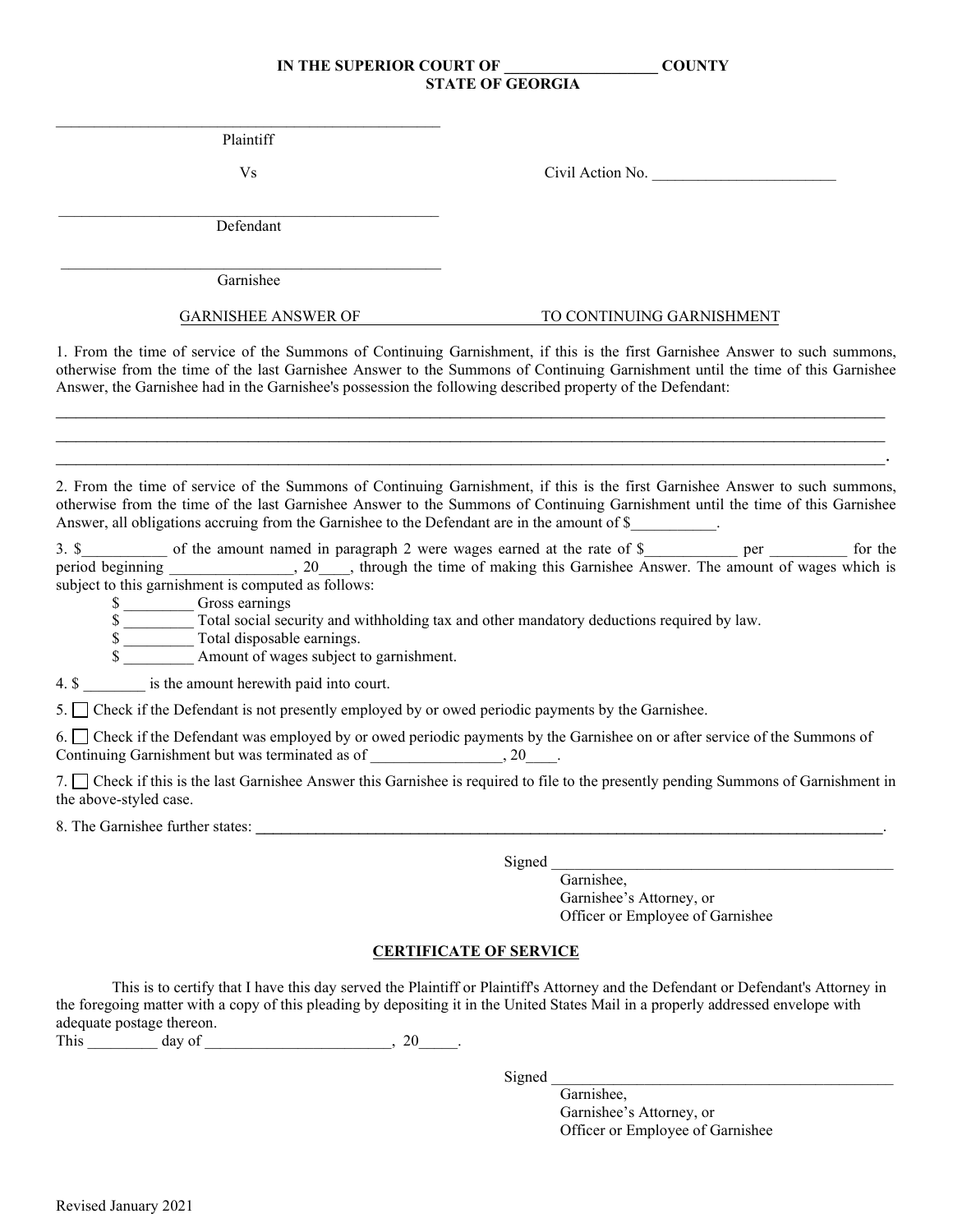**IN THE SUPERIOR COURT OF ___________________ COUNTY**
**STATE OF GEORGIA**

_______________________________________________
Plaintiff

Vs

Civil Action No. _______________________

_______________________________________________
Defendant

_______________________________________________
Garnishee

GARNISHEE ANSWER OF ______________________ TO CONTINUING GARNISHMENT

1. From the time of service of the Summons of Continuing Garnishment, if this is the first Garnishee Answer to such summons, otherwise from the time of the last Garnishee Answer to the Summons of Continuing Garnishment until the time of this Garnishee Answer, the Garnishee had in the Garnishee's possession the following described property of the Defendant:

____________________________________________________________________________________________________
____________________________________________________________________________________________________
____________________________________________________________________________________________________.

2. From the time of service of the Summons of Continuing Garnishment, if this is the first Garnishee Answer to such summons, otherwise from the time of the last Garnishee Answer to the Summons of Continuing Garnishment until the time of this Garnishee Answer, all obligations accruing from the Garnishee to the Defendant are in the amount of $___________.

3. $___________ of the amount named in paragraph 2 were wages earned at the rate of $____________ per __________ for the period beginning ________________, 20____, through the time of making this Garnishee Answer. The amount of wages which is subject to this garnishment is computed as follows:

- $ _________ Gross earnings
- $ _________ Total social security and withholding tax and other mandatory deductions required by law.
- $ _________ Total disposable earnings.
- $ _________ Amount of wages subject to garnishment.

4. $ ________ is the amount herewith paid into court.

5. ☐ Check if the Defendant is not presently employed by or owed periodic payments by the Garnishee.

6. ☐ Check if the Defendant was employed by or owed periodic payments by the Garnishee on or after service of the Summons of Continuing Garnishment but was terminated as of _________________, 20____.

7. ☐ Check if this is the last Garnishee Answer this Garnishee is required to file to the presently pending Summons of Garnishment in the above-styled case.

8. The Garnishee further states: ____________________________________________________________________________.

Signed _____________________________________________
Garnishee,
Garnishee's Attorney, or
Officer or Employee of Garnishee

**CERTIFICATE OF SERVICE**

This is to certify that I have this day served the Plaintiff or Plaintiff's Attorney and the Defendant or Defendant's Attorney in the foregoing matter with a copy of this pleading by depositing it in the United States Mail in a properly addressed envelope with adequate postage thereon.

This _________ day of ________________________, 20_____.

Signed _____________________________________________
Garnishee,
Garnishee's Attorney, or
Officer or Employee of Garnishee

Revised January 2021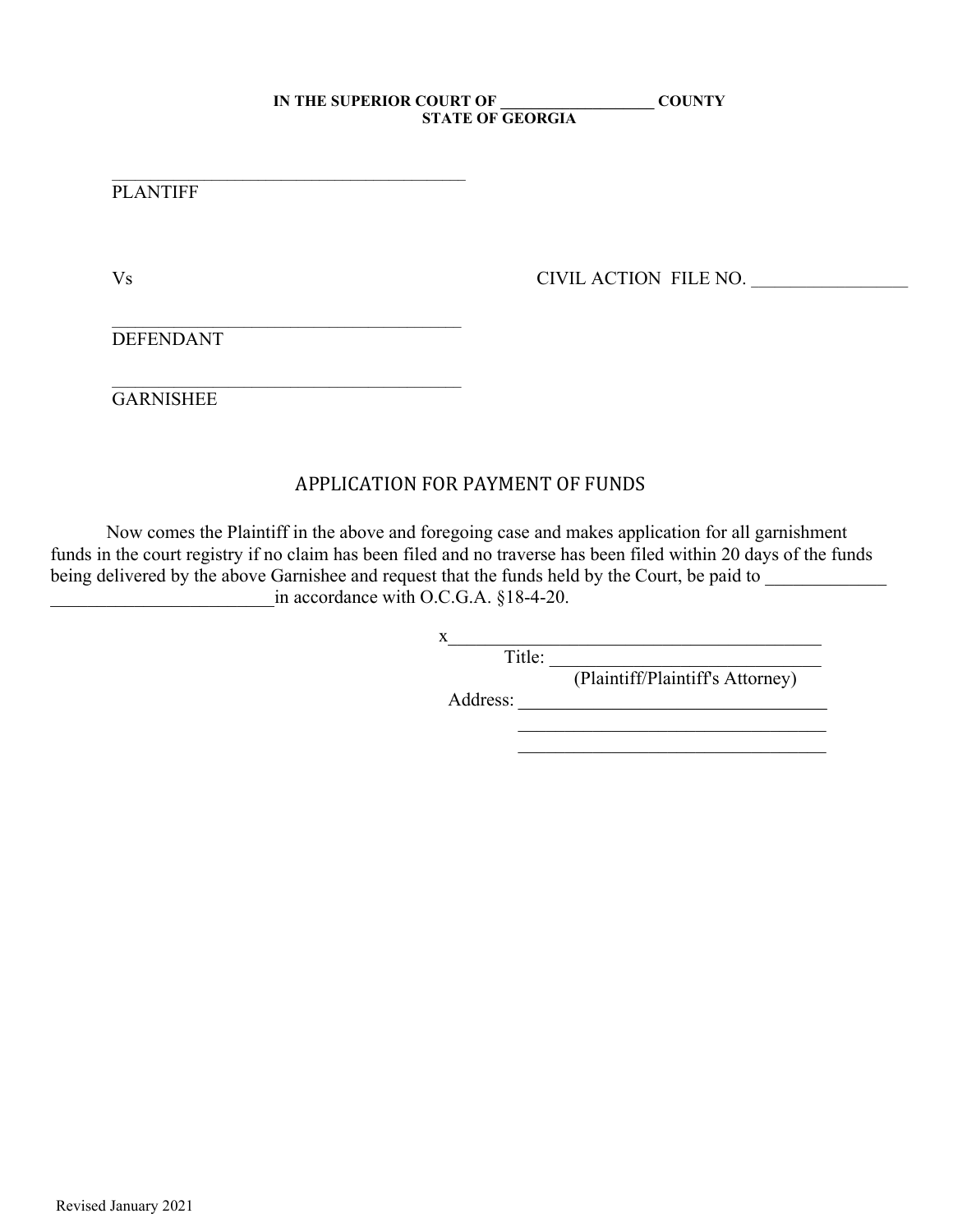**IN THE SUPERIOR COURT OF \_\_\_\_\_\_\_\_\_\_\_\_\_\_\_\_\_\_\_ COUNTY**
**STATE OF GEORGIA**

\_\_\_\_\_\_\_\_\_\_\_\_\_\_\_\_\_\_\_\_\_\_\_\_\_\_\_\_\_\_\_\_\_\_\_\_\_\_\_
PLANTIFF

Vs CIVIL ACTION FILE NO. \_\_\_\_\_\_\_\_\_\_\_\_\_\_\_\_\_

\_\_\_\_\_\_\_\_\_\_\_\_\_\_\_\_\_\_\_\_\_\_\_\_\_\_\_\_\_\_\_\_\_\_\_\_\_\_\_
DEFENDANT

\_\_\_\_\_\_\_\_\_\_\_\_\_\_\_\_\_\_\_\_\_\_\_\_\_\_\_\_\_\_\_\_\_\_\_\_\_\_\_
GARNISHEE

## APPLICATION FOR PAYMENT OF FUNDS

Now comes the Plaintiff in the above and foregoing case and makes application for all garnishment funds in the court registry if no claim has been filed and no traverse has been filed within 20 days of the funds being delivered by the above Garnishee and request that the funds held by the Court, be paid to \_\_\_\_\_\_\_\_\_\_\_\_\_ \_\_\_\_\_\_\_\_\_\_\_\_\_\_\_\_\_\_\_\_\_\_\_\_in accordance with O.C.G.A. §18-4-20.

x\_\_\_\_\_\_\_\_\_\_\_\_\_\_\_\_\_\_\_\_\_\_\_\_\_\_\_\_\_\_\_\_\_\_\_\_\_\_\_\_\_
Title: \_\_\_\_\_\_\_\_\_\_\_\_\_\_\_\_\_\_\_\_\_\_\_\_\_\_\_\_\_\_
(Plaintiff/Plaintiff's Attorney)
Address: \_\_\_\_\_\_\_\_\_\_\_\_\_\_\_\_\_\_\_\_\_\_\_\_\_\_\_\_\_\_\_\_\_\_
\_\_\_\_\_\_\_\_\_\_\_\_\_\_\_\_\_\_\_\_\_\_\_\_\_\_\_\_\_\_\_\_\_\_
\_\_\_\_\_\_\_\_\_\_\_\_\_\_\_\_\_\_\_\_\_\_\_\_\_\_\_\_\_\_\_\_\_\_

Revised January 2021